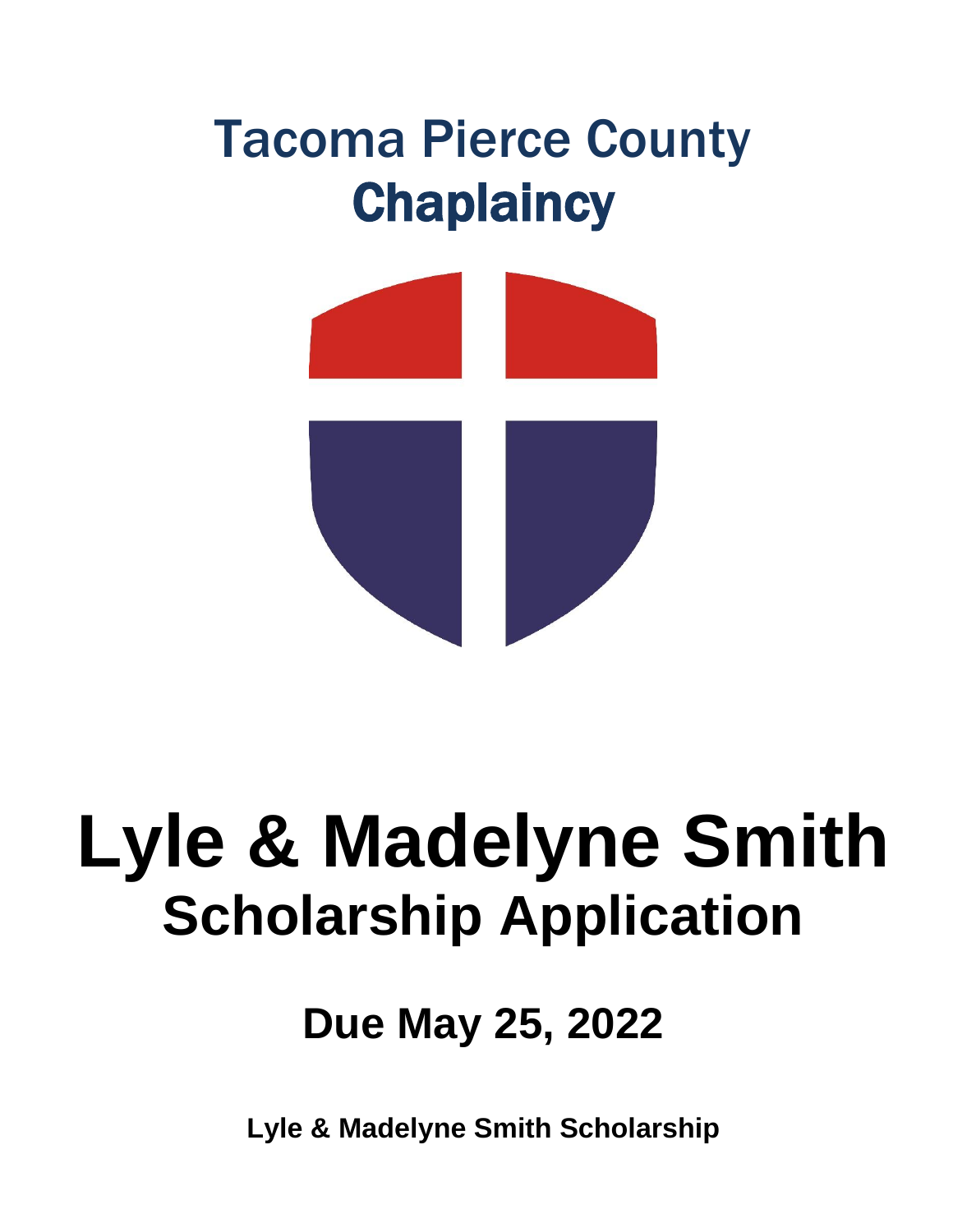# Tacoma Pierce County
## Chaplaincy

# Lyle & Madelyne Smith
## Scholarship Application

### Due May 25, 2022

**Lyle & Madelyne Smith Scholarship**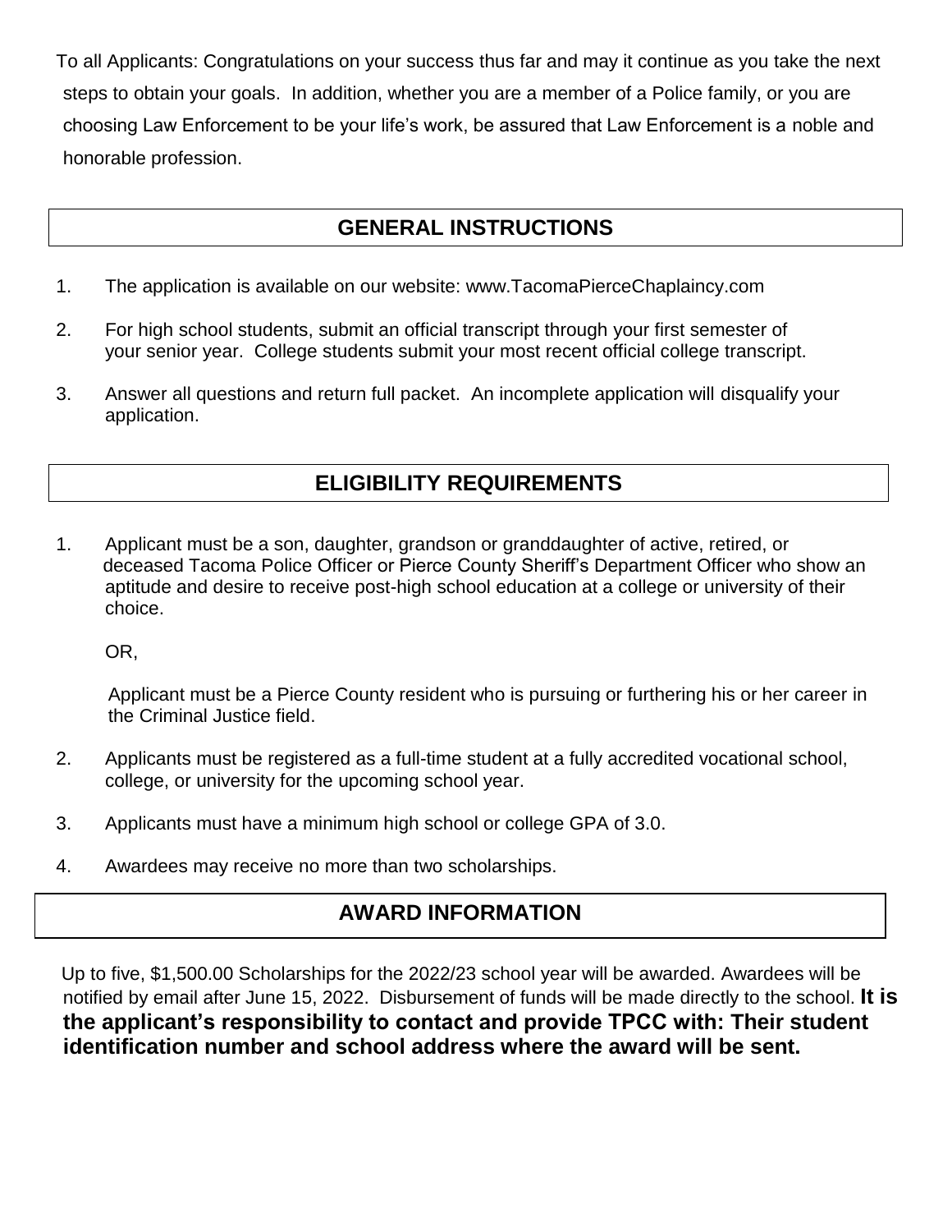To all Applicants: Congratulations on your success thus far and may it continue as you take the next steps to obtain your goals. In addition, whether you are a member of a Police family, or you are choosing Law Enforcement to be your life's work, be assured that Law Enforcement is a noble and honorable profession.

## GENERAL INSTRUCTIONS

1. The application is available on our website: www.TacomaPierceChaplaincy.com
2. For high school students, submit an official transcript through your first semester of your senior year. College students submit your most recent official college transcript.
3. Answer all questions and return full packet. An incomplete application will disqualify your application.

## ELIGIBILITY REQUIREMENTS

1. Applicant must be a son, daughter, grandson or granddaughter of active, retired, or deceased Tacoma Police Officer or Pierce County Sheriff's Department Officer who show an aptitude and desire to receive post-high school education at a college or university of their choice.

   OR,

   Applicant must be a Pierce County resident who is pursuing or furthering his or her career in the Criminal Justice field.
2. Applicants must be registered as a full-time student at a fully accredited vocational school, college, or university for the upcoming school year.
3. Applicants must have a minimum high school or college GPA of 3.0.
4. Awardees may receive no more than two scholarships.

## AWARD INFORMATION

Up to five, $1,500.00 Scholarships for the 2022/23 school year will be awarded. Awardees will be notified by email after June 15, 2022. Disbursement of funds will be made directly to the school. **It is the applicant's responsibility to contact and provide TPCC with: Their student identification number and school address where the award will be sent.**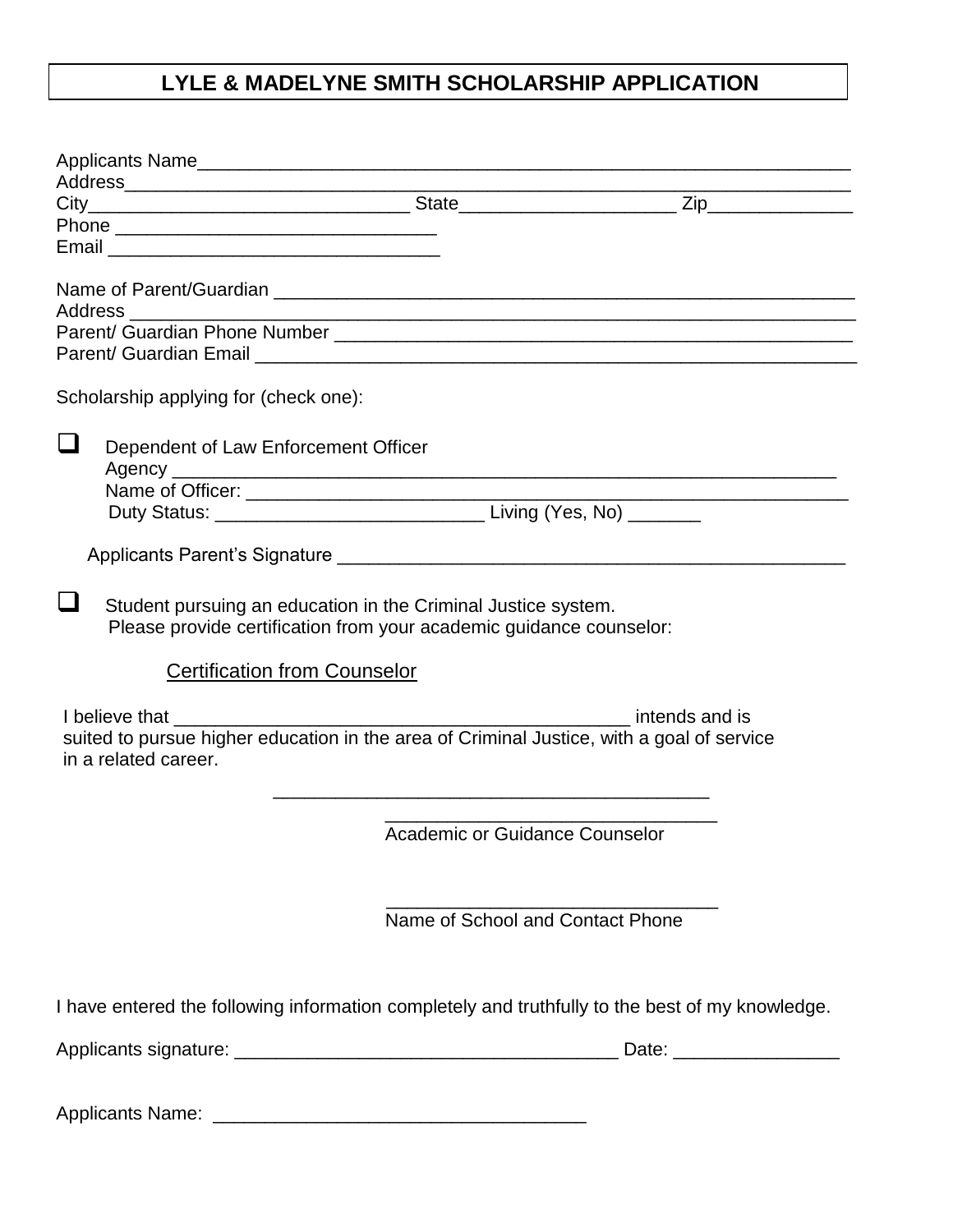# LYLE & MADELYNE SMITH SCHOLARSHIP APPLICATION

Applicants Name_______________________________________________________________
Address______________________________________________________________________
City______________________________ State____________________ Zip_____________
Phone ______________________________
Email _______________________________

Name of Parent/Guardian ______________________________________________________
Address ______________________________________________________________________
Parent/ Guardian Phone Number _________________________________________________
Parent/ Guardian Email _______________________________________________________

Scholarship applying for (check one):

- ☐ Dependent of Law Enforcement Officer
  Agency ______________________________________________________________
  Name of Officer: ______________________________________________________
  Duty Status: __________________________ Living (Yes, No) _______

  Applicants Parent's Signature _______________________________________________

- ☐ Student pursuing an education in the Criminal Justice system.
  Please provide certification from your academic guidance counselor:

## Certification from Counselor

I believe that ____________________________________________ intends and is suited to pursue higher education in the area of Criminal Justice, with a goal of service in a related career.

__________________________________________

________________________________
Academic or Guidance Counselor

________________________________
Name of School and Contact Phone

I have entered the following information completely and truthfully to the best of my knowledge.

Applicants signature: _____________________________________ Date: ________________

Applicants Name: ____________________________________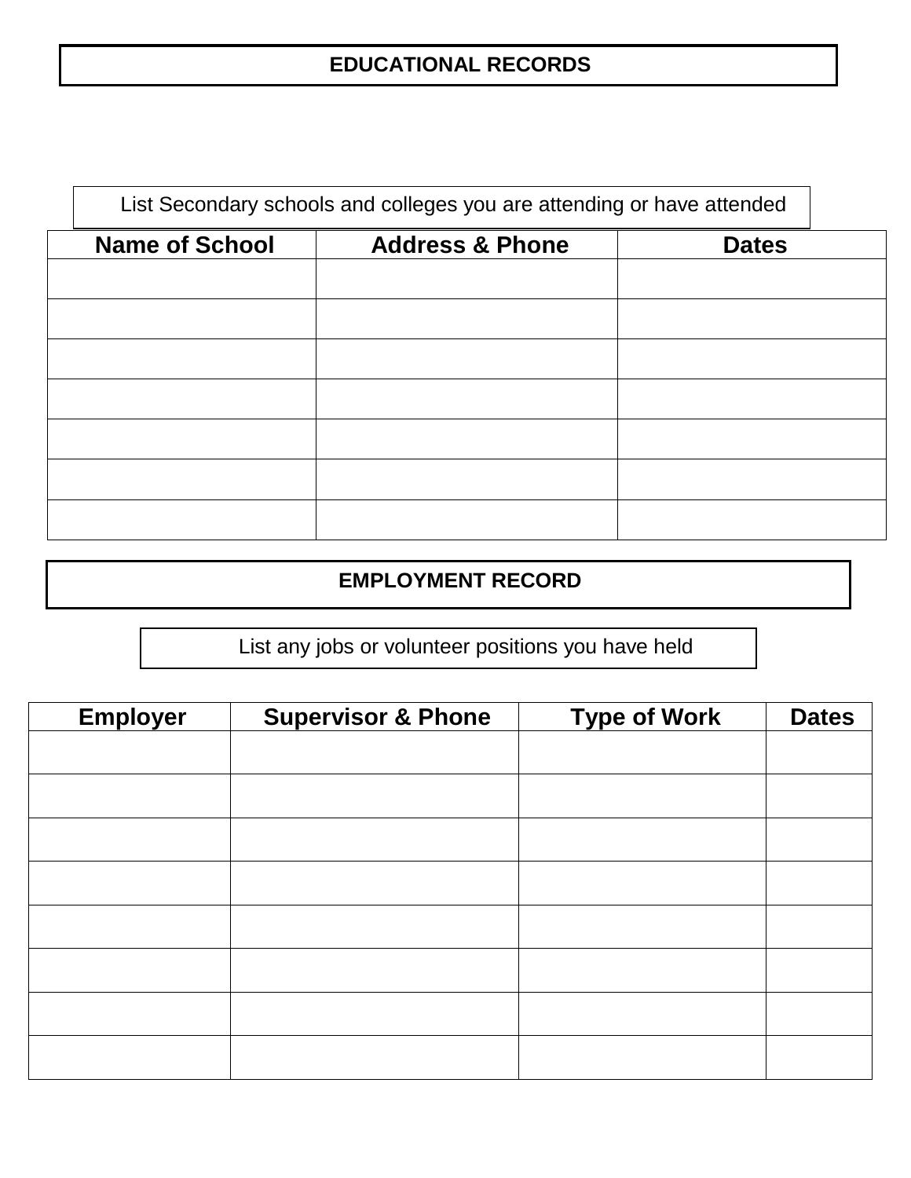## EDUCATIONAL RECORDS

List Secondary schools and colleges you are attending or have attended

| Name of School | Address & Phone | Dates |
|---|---|---|
| | | |
| | | |
| | | |
| | | |
| | | |
| | | |
| | | |

## EMPLOYMENT RECORD

List any jobs or volunteer positions you have held

| Employer | Supervisor & Phone | Type of Work | Dates |
|---|---|---|---|
| | | | |
| | | | |
| | | | |
| | | | |
| | | | |
| | | | |
| | | | |
| | | | |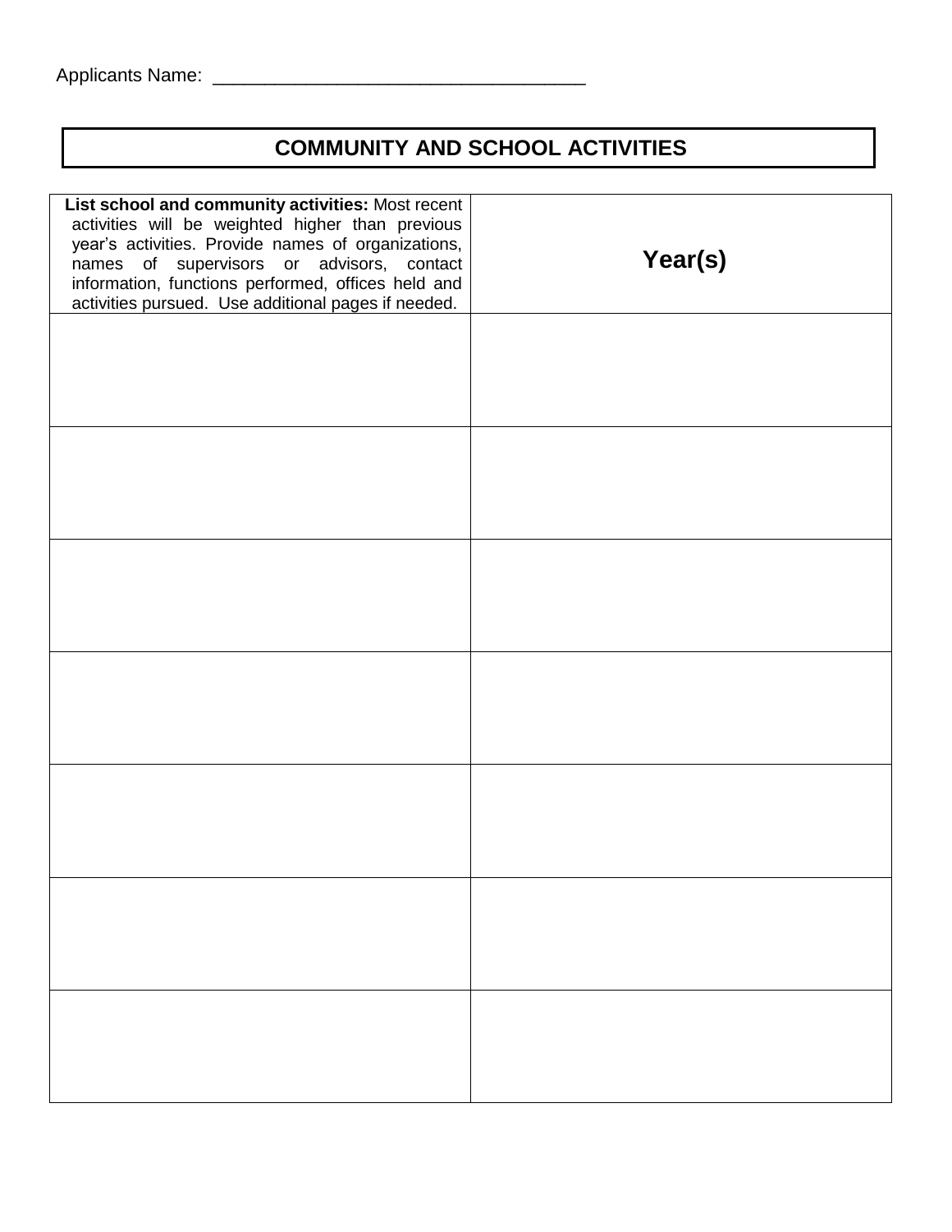Applicants Name: ___________________________________

## COMMUNITY AND SCHOOL ACTIVITIES

| **List school and community activities:** Most recent activities will be weighted higher than previous year's activities. Provide names of organizations, names of supervisors or advisors, contact information, functions performed, offices held and activities pursued. Use additional pages if needed. | **Year(s)** |
| --- | --- |
| | |
| | |
| | |
| | |
| | |
| | |
| | |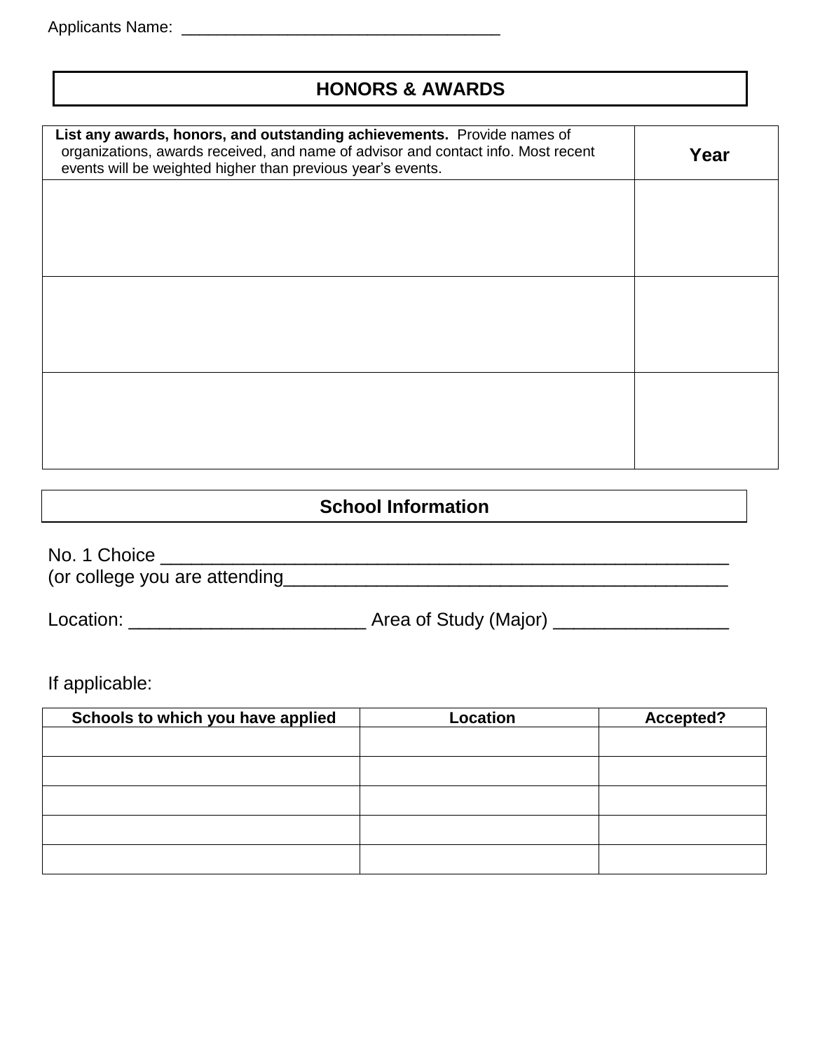Applicants Name: ___________________________________

## HONORS & AWARDS

| **List any awards, honors, and outstanding achievements.** Provide names of organizations, awards received, and name of advisor and contact info. Most recent events will be weighted higher than previous year's events. | **Year** |
|---|---|
| | |
| | |
| | |

## School Information

No. 1 Choice ______________________________________________________
(or college you are attending__________________________________________

Location: ______________________ Area of Study (Major) ________________

If applicable:

| **Schools to which you have applied** | **Location** | **Accepted?** |
|---|---|---|
| | | |
| | | |
| | | |
| | | |
| | | |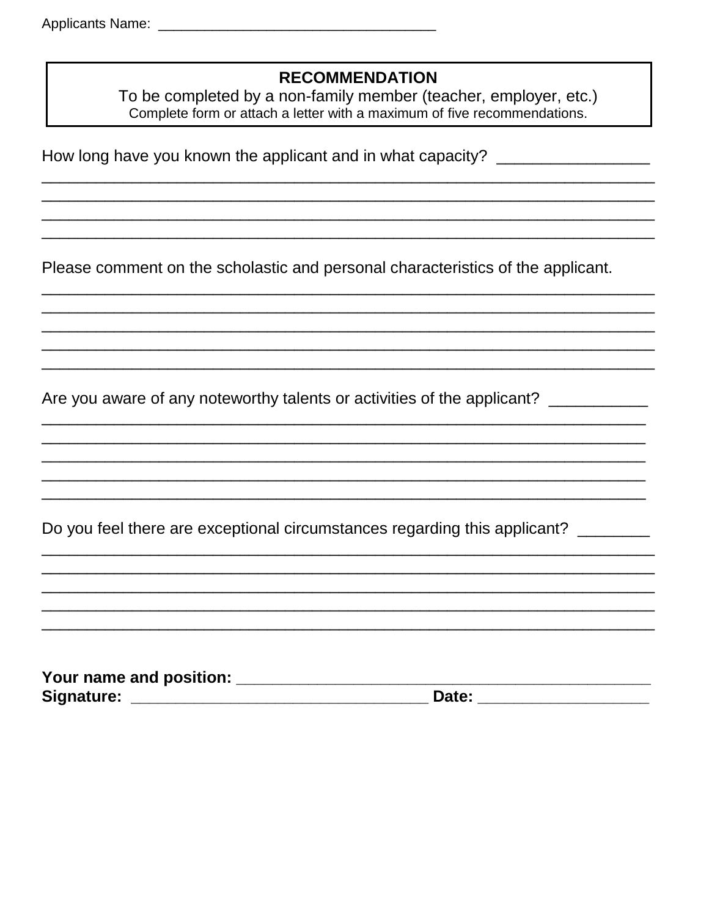Applicants Name: ___________________________________

**RECOMMENDATION**

To be completed by a non-family member (teacher, employer, etc.)

Complete form or attach a letter with a maximum of five recommendations.

How long have you known the applicant and in what capacity? ________________
_____________________________________________________________________________
_____________________________________________________________________________
_____________________________________________________________________________
_____________________________________________________________________________

Please comment on the scholastic and personal characteristics of the applicant.
_____________________________________________________________________________
_____________________________________________________________________________
_____________________________________________________________________________
_____________________________________________________________________________
_____________________________________________________________________________

Are you aware of any noteworthy talents or activities of the applicant? __________
_____________________________________________________________________________
_____________________________________________________________________________
_____________________________________________________________________________
_____________________________________________________________________________
_____________________________________________________________________________

Do you feel there are exceptional circumstances regarding this applicant? _______
_____________________________________________________________________________
_____________________________________________________________________________
_____________________________________________________________________________
_____________________________________________________________________________
_____________________________________________________________________________

**Your name and position:** _______________________________________________

**Signature:** _________________________________ **Date:** __________________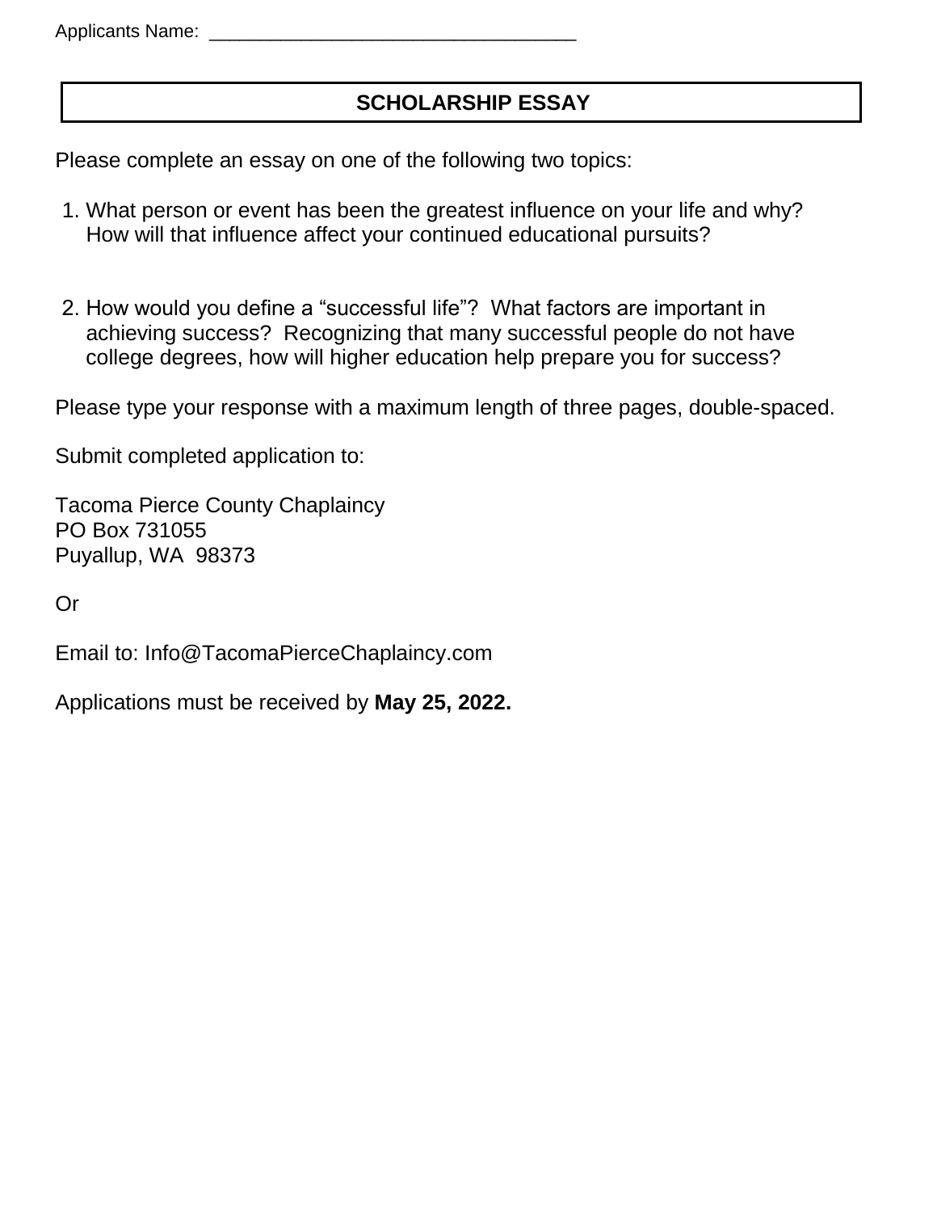Applicants Name: ___________________________________

## SCHOLARSHIP ESSAY

Please complete an essay on one of the following two topics:

1. What person or event has been the greatest influence on your life and why? How will that influence affect your continued educational pursuits?

2. How would you define a "successful life"? What factors are important in achieving success? Recognizing that many successful people do not have college degrees, how will higher education help prepare you for success?

Please type your response with a maximum length of three pages, double-spaced.

Submit completed application to:

Tacoma Pierce County Chaplaincy
PO Box 731055
Puyallup, WA 98373

Or

Email to: Info@TacomaPierceChaplaincy.com

Applications must be received by **May 25, 2022.**